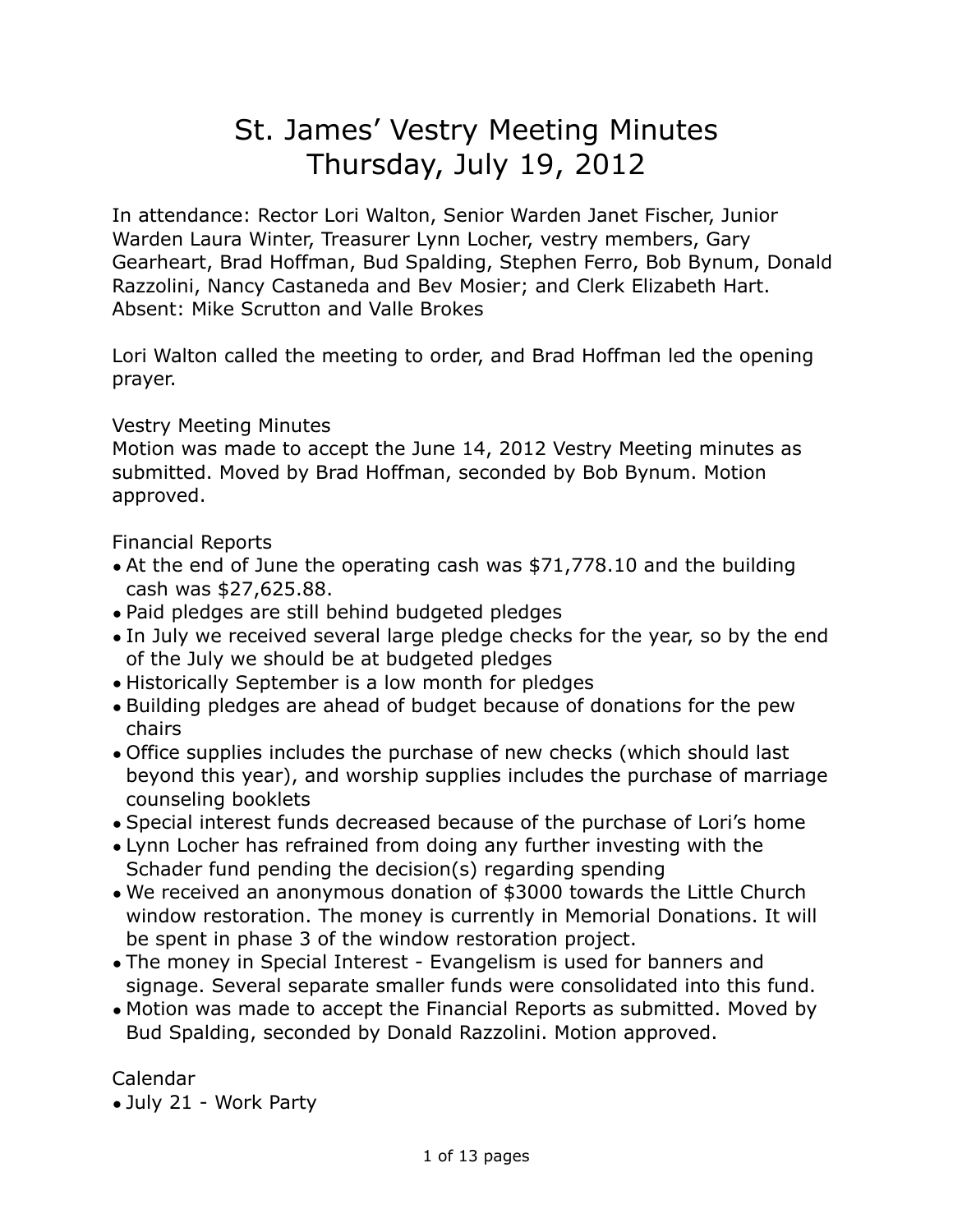# St. James' Vestry Meeting Minutes
# Thursday, July 19, 2012

In attendance: Rector Lori Walton, Senior Warden Janet Fischer, Junior Warden Laura Winter, Treasurer Lynn Locher, vestry members, Gary Gearheart, Brad Hoffman, Bud Spalding, Stephen Ferro, Bob Bynum, Donald Razzolini, Nancy Castaneda and Bev Mosier; and Clerk Elizabeth Hart. Absent: Mike Scrutton and Valle Brokes

Lori Walton called the meeting to order, and Brad Hoffman led the opening prayer.

Vestry Meeting Minutes

Motion was made to accept the June 14, 2012 Vestry Meeting minutes as submitted. Moved by Brad Hoffman, seconded by Bob Bynum. Motion approved.

Financial Reports

- At the end of June the operating cash was $71,778.10 and the building cash was $27,625.88.
- Paid pledges are still behind budgeted pledges
- In July we received several large pledge checks for the year, so by the end of the July we should be at budgeted pledges
- Historically September is a low month for pledges
- Building pledges are ahead of budget because of donations for the pew chairs
- Office supplies includes the purchase of new checks (which should last beyond this year), and worship supplies includes the purchase of marriage counseling booklets
- Special interest funds decreased because of the purchase of Lori's home
- Lynn Locher has refrained from doing any further investing with the Schader fund pending the decision(s) regarding spending
- We received an anonymous donation of $3000 towards the Little Church window restoration. The money is currently in Memorial Donations. It will be spent in phase 3 of the window restoration project.
- The money in Special Interest - Evangelism is used for banners and signage. Several separate smaller funds were consolidated into this fund.
- Motion was made to accept the Financial Reports as submitted. Moved by Bud Spalding, seconded by Donald Razzolini. Motion approved.

Calendar

- July 21 - Work Party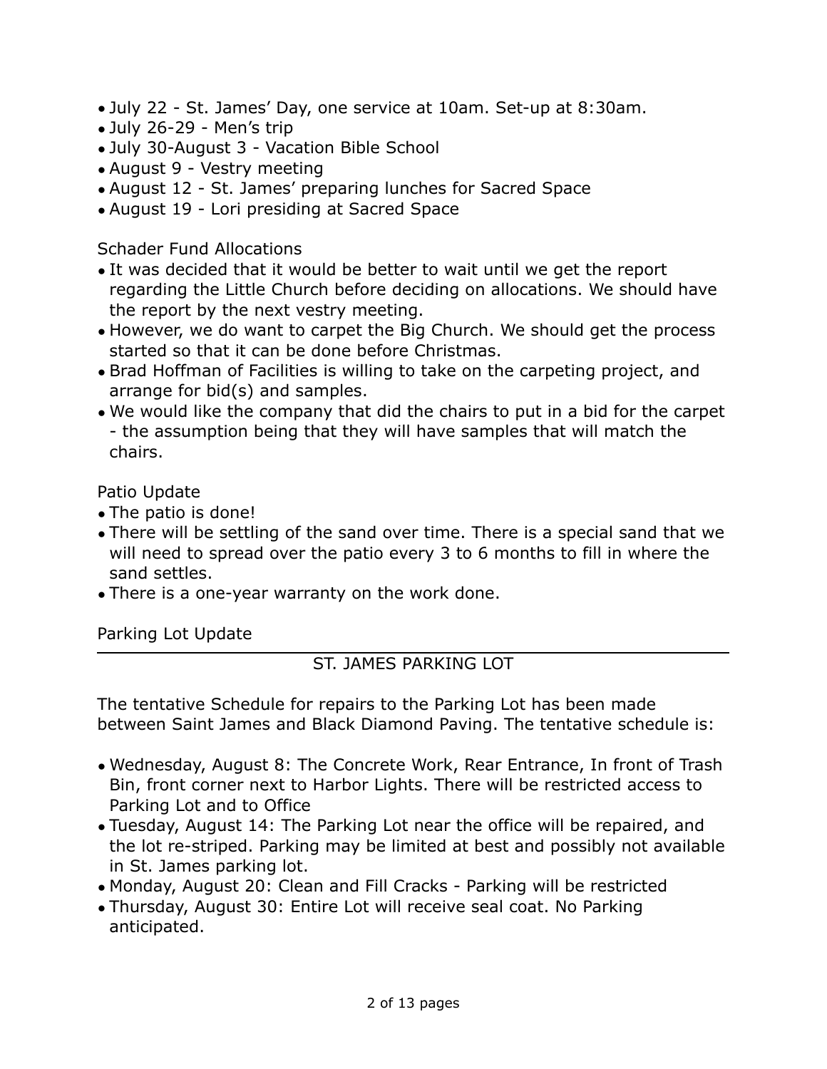- July 22 - St. James' Day, one service at 10am. Set-up at 8:30am.
- July 26-29 - Men's trip
- July 30-August 3 - Vacation Bible School
- August 9 - Vestry meeting
- August 12 - St. James' preparing lunches for Sacred Space
- August 19 - Lori presiding at Sacred Space

Schader Fund Allocations

- It was decided that it would be better to wait until we get the report regarding the Little Church before deciding on allocations. We should have the report by the next vestry meeting.
- However, we do want to carpet the Big Church. We should get the process started so that it can be done before Christmas.
- Brad Hoffman of Facilities is willing to take on the carpeting project, and arrange for bid(s) and samples.
- We would like the company that did the chairs to put in a bid for the carpet - the assumption being that they will have samples that will match the chairs.

Patio Update

- The patio is done!
- There will be settling of the sand over time. There is a special sand that we will need to spread over the patio every 3 to 6 months to fill in where the sand settles.
- There is a one-year warranty on the work done.

Parking Lot Update

---

ST. JAMES PARKING LOT

The tentative Schedule for repairs to the Parking Lot has been made between Saint James and Black Diamond Paving. The tentative schedule is:

- Wednesday, August 8: The Concrete Work, Rear Entrance, In front of Trash Bin, front corner next to Harbor Lights. There will be restricted access to Parking Lot and to Office
- Tuesday, August 14: The Parking Lot near the office will be repaired, and the lot re-striped. Parking may be limited at best and possibly not available in St. James parking lot.
- Monday, August 20: Clean and Fill Cracks - Parking will be restricted
- Thursday, August 30: Entire Lot will receive seal coat. No Parking anticipated.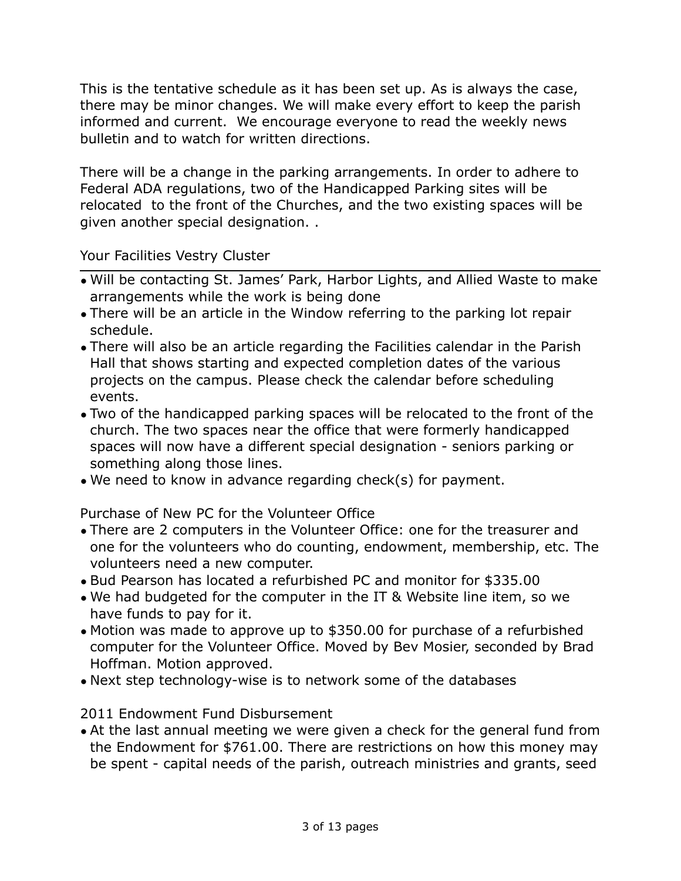This is the tentative schedule as it has been set up. As is always the case, there may be minor changes. We will make every effort to keep the parish informed and current. We encourage everyone to read the weekly news bulletin and to watch for written directions.

There will be a change in the parking arrangements. In order to adhere to Federal ADA regulations, two of the Handicapped Parking sites will be relocated to the front of the Churches, and the two existing spaces will be given another special designation. .

Your Facilities Vestry Cluster

- Will be contacting St. James' Park, Harbor Lights, and Allied Waste to make arrangements while the work is being done
- There will be an article in the Window referring to the parking lot repair schedule.
- There will also be an article regarding the Facilities calendar in the Parish Hall that shows starting and expected completion dates of the various projects on the campus. Please check the calendar before scheduling events.
- Two of the handicapped parking spaces will be relocated to the front of the church. The two spaces near the office that were formerly handicapped spaces will now have a different special designation - seniors parking or something along those lines.
- We need to know in advance regarding check(s) for payment.

Purchase of New PC for the Volunteer Office

- There are 2 computers in the Volunteer Office: one for the treasurer and one for the volunteers who do counting, endowment, membership, etc. The volunteers need a new computer.
- Bud Pearson has located a refurbished PC and monitor for $335.00
- We had budgeted for the computer in the IT & Website line item, so we have funds to pay for it.
- Motion was made to approve up to $350.00 for purchase of a refurbished computer for the Volunteer Office. Moved by Bev Mosier, seconded by Brad Hoffman. Motion approved.
- Next step technology-wise is to network some of the databases

2011 Endowment Fund Disbursement

- At the last annual meeting we were given a check for the general fund from the Endowment for $761.00. There are restrictions on how this money may be spent - capital needs of the parish, outreach ministries and grants, seed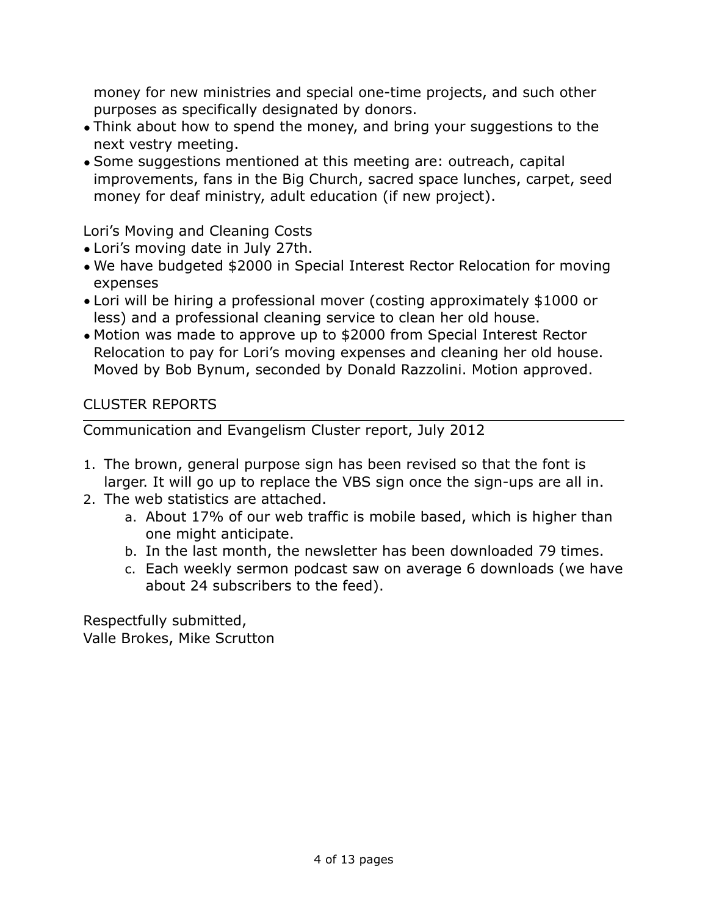money for new ministries and special one-time projects, and such other purposes as specifically designated by donors.

- Think about how to spend the money, and bring your suggestions to the next vestry meeting.
- Some suggestions mentioned at this meeting are: outreach, capital improvements, fans in the Big Church, sacred space lunches, carpet, seed money for deaf ministry, adult education (if new project).

Lori's Moving and Cleaning Costs

- Lori's moving date in July 27th.
- We have budgeted $2000 in Special Interest Rector Relocation for moving expenses
- Lori will be hiring a professional mover (costing approximately $1000 or less) and a professional cleaning service to clean her old house.
- Motion was made to approve up to $2000 from Special Interest Rector Relocation to pay for Lori's moving expenses and cleaning her old house. Moved by Bob Bynum, seconded by Donald Razzolini. Motion approved.

## CLUSTER REPORTS

Communication and Evangelism Cluster report, July 2012

1. The brown, general purpose sign has been revised so that the font is larger. It will go up to replace the VBS sign once the sign-ups are all in.
2. The web statistics are attached.
    a. About 17% of our web traffic is mobile based, which is higher than one might anticipate.
    b. In the last month, the newsletter has been downloaded 79 times.
    c. Each weekly sermon podcast saw on average 6 downloads (we have about 24 subscribers to the feed).

Respectfully submitted,
Valle Brokes, Mike Scrutton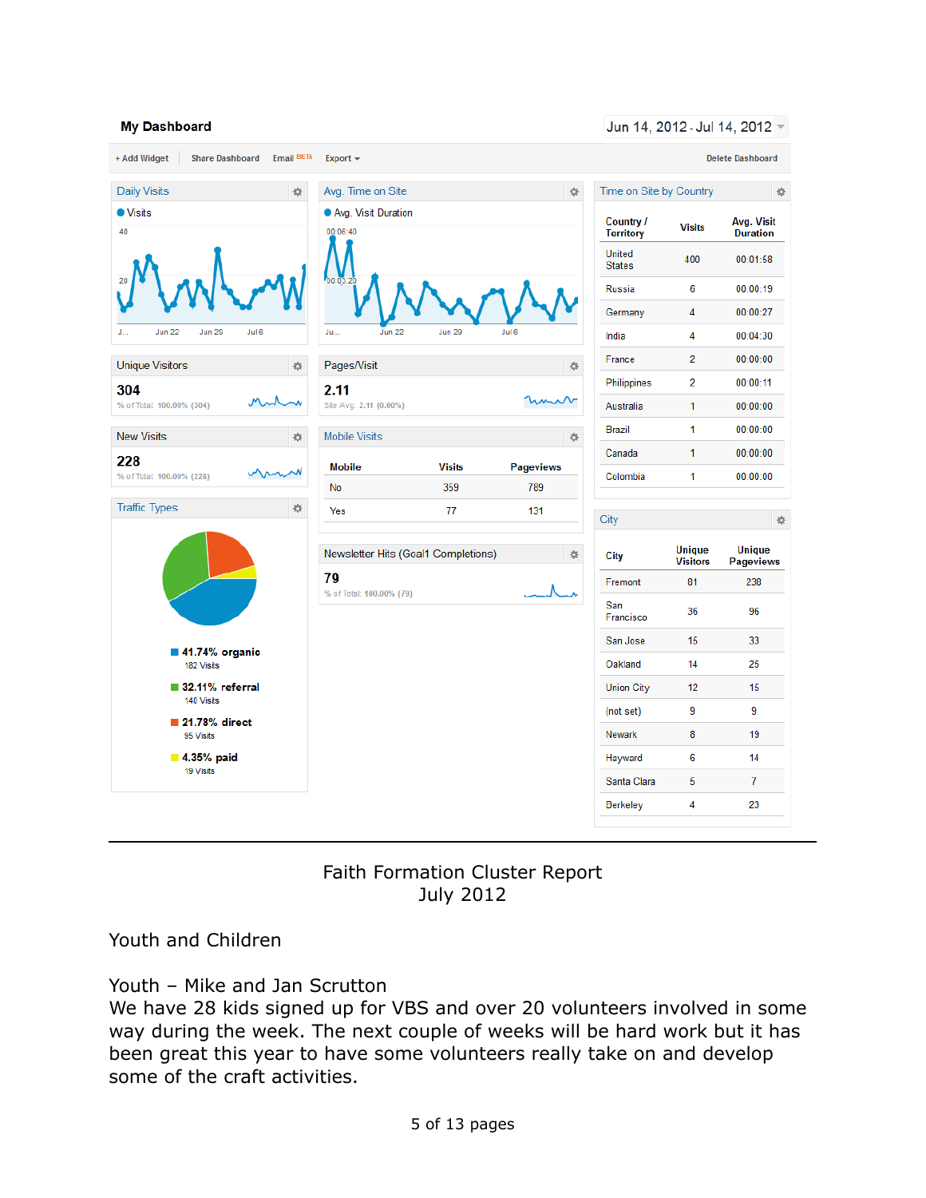## My Dashboard

Jun 14, 2012 - Jul 14, 2012

+ Add Widget | Share Dashboard | Email BETA | Export | Delete Dashboard

### Daily Visits

Visits

### Avg. Time on Site

Avg. Visit Duration

### Time on Site by Country

| Country / Territory | Visits | Avg. Visit Duration |
|---|---|---|
| United States | 400 | 00:01:58 |
| Russia | 6 | 00:00:19 |
| Germany | 4 | 00:00:27 |
| India | 4 | 00:04:30 |
| France | 2 | 00:00:00 |
| Philippines | 2 | 00:00:11 |
| Australia | 1 | 00:00:00 |
| Brazil | 1 | 00:00:00 |
| Canada | 1 | 00:00:00 |
| Colombia | 1 | 00:00:00 |

### Unique Visitors

**304**
% of Total: 100.00% (304)

### Pages/Visit

**2.11**
Site Avg: 2.11 (0.00%)

### New Visits

**228**
% of Total: 100.00% (228)

### Mobile Visits

| Mobile | Visits | Pageviews |
|---|---|---|
| No | 359 | 789 |
| Yes | 77 | 131 |

### Traffic Types

- **41.74% organic** — 182 Visits
- **32.11% referral** — 140 Visits
- **21.78% direct** — 95 Visits
- **4.35% paid** — 19 Visits

### Newsletter Hits (Goal1 Completions)

**79**
% of Total: 100.00% (79)

### City

| City | Unique Visitors | Unique Pageviews |
|---|---|---|
| Fremont | 81 | 238 |
| San Francisco | 36 | 96 |
| San Jose | 15 | 33 |
| Oakland | 14 | 25 |
| Union City | 12 | 15 |
| (not set) | 9 | 9 |
| Newark | 8 | 19 |
| Hayward | 6 | 14 |
| Santa Clara | 5 | 7 |
| Berkeley | 4 | 23 |

---

# Faith Formation Cluster Report
# July 2012

## Youth and Children

### Youth – Mike and Jan Scrutton

We have 28 kids signed up for VBS and over 20 volunteers involved in some way during the week. The next couple of weeks will be hard work but it has been great this year to have some volunteers really take on and develop some of the craft activities.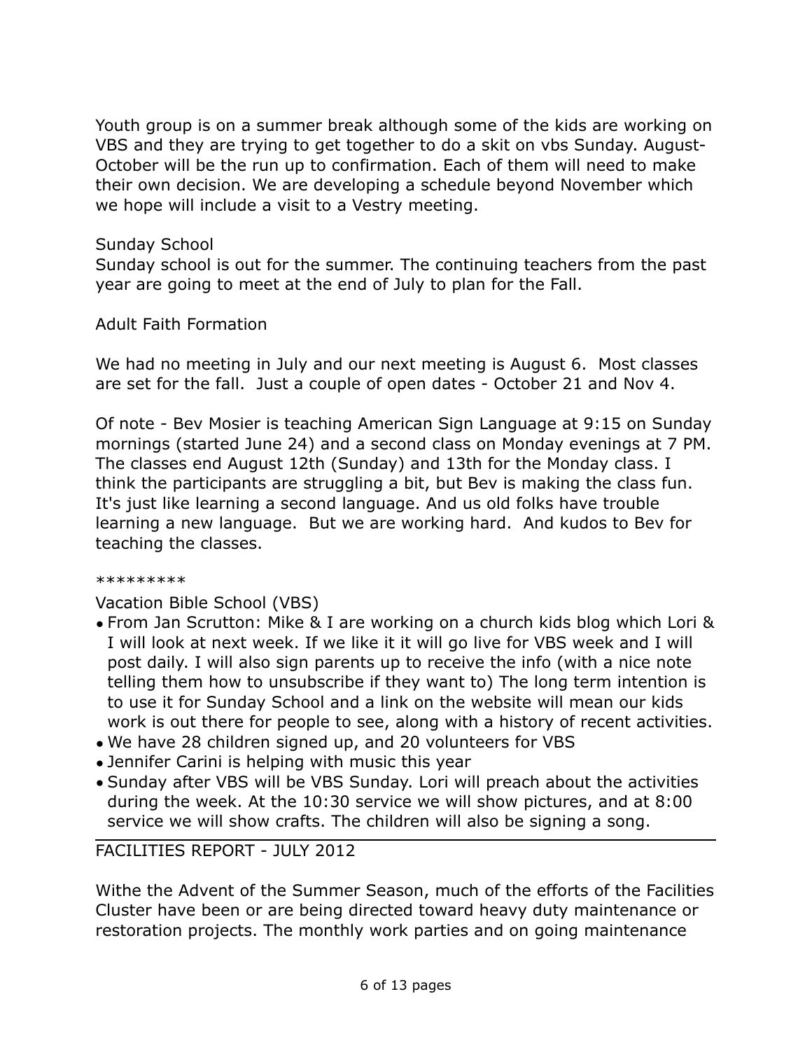Youth group is on a summer break although some of the kids are working on VBS and they are trying to get together to do a skit on vbs Sunday. August-October will be the run up to confirmation. Each of them will need to make their own decision. We are developing a schedule beyond November which we hope will include a visit to a Vestry meeting.

Sunday School

Sunday school is out for the summer. The continuing teachers from the past year are going to meet at the end of July to plan for the Fall.

Adult Faith Formation

We had no meeting in July and our next meeting is August 6. Most classes are set for the fall. Just a couple of open dates - October 21 and Nov 4.

Of note - Bev Mosier is teaching American Sign Language at 9:15 on Sunday mornings (started June 24) and a second class on Monday evenings at 7 PM. The classes end August 12th (Sunday) and 13th for the Monday class. I think the participants are struggling a bit, but Bev is making the class fun. It's just like learning a second language. And us old folks have trouble learning a new language. But we are working hard. And kudos to Bev for teaching the classes.

*********

Vacation Bible School (VBS)

- From Jan Scrutton: Mike & I are working on a church kids blog which Lori & I will look at next week. If we like it it will go live for VBS week and I will post daily. I will also sign parents up to receive the info (with a nice note telling them how to unsubscribe if they want to) The long term intention is to use it for Sunday School and a link on the website will mean our kids work is out there for people to see, along with a history of recent activities.
- We have 28 children signed up, and 20 volunteers for VBS
- Jennifer Carini is helping with music this year
- Sunday after VBS will be VBS Sunday. Lori will preach about the activities during the week. At the 10:30 service we will show pictures, and at 8:00 service we will show crafts. The children will also be signing a song.

---

FACILITIES REPORT - JULY 2012

Withe the Advent of the Summer Season, much of the efforts of the Facilities Cluster have been or are being directed toward heavy duty maintenance or restoration projects. The monthly work parties and on going maintenance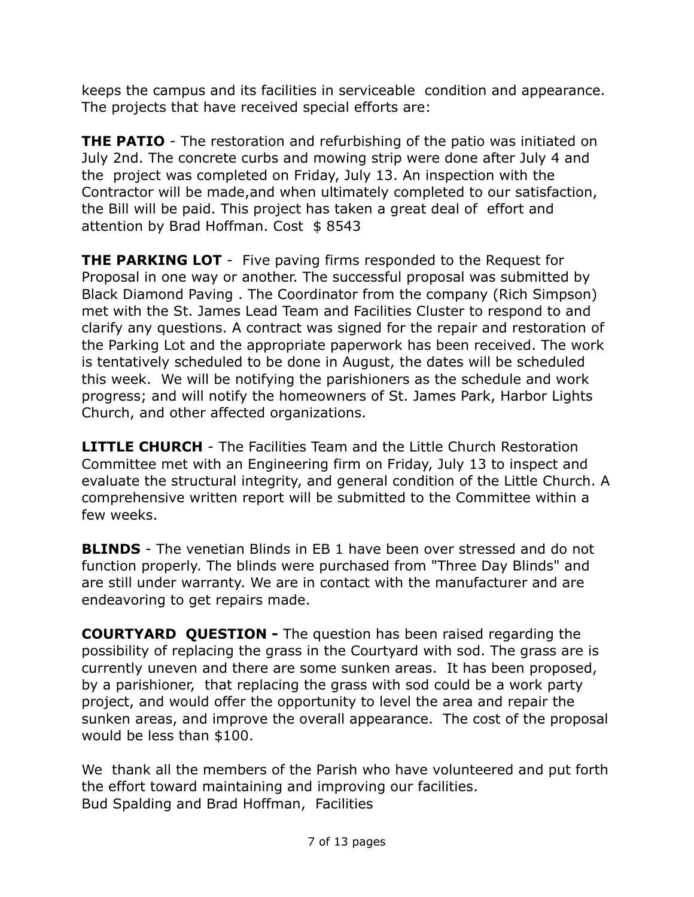keeps the campus and its facilities in serviceable condition and appearance. The projects that have received special efforts are:

**THE PATIO** - The restoration and refurbishing of the patio was initiated on July 2nd. The concrete curbs and mowing strip were done after July 4 and the project was completed on Friday, July 13. An inspection with the Contractor will be made,and when ultimately completed to our satisfaction, the Bill will be paid. This project has taken a great deal of effort and attention by Brad Hoffman. Cost $ 8543

**THE PARKING LOT** - Five paving firms responded to the Request for Proposal in one way or another. The successful proposal was submitted by Black Diamond Paving . The Coordinator from the company (Rich Simpson) met with the St. James Lead Team and Facilities Cluster to respond to and clarify any questions. A contract was signed for the repair and restoration of the Parking Lot and the appropriate paperwork has been received. The work is tentatively scheduled to be done in August, the dates will be scheduled this week. We will be notifying the parishioners as the schedule and work progress; and will notify the homeowners of St. James Park, Harbor Lights Church, and other affected organizations.

**LITTLE CHURCH** - The Facilities Team and the Little Church Restoration Committee met with an Engineering firm on Friday, July 13 to inspect and evaluate the structural integrity, and general condition of the Little Church. A comprehensive written report will be submitted to the Committee within a few weeks.

**BLINDS** - The venetian Blinds in EB 1 have been over stressed and do not function properly. The blinds were purchased from "Three Day Blinds" and are still under warranty. We are in contact with the manufacturer and are endeavoring to get repairs made.

**COURTYARD QUESTION -** The question has been raised regarding the possibility of replacing the grass in the Courtyard with sod. The grass are is currently uneven and there are some sunken areas. It has been proposed, by a parishioner, that replacing the grass with sod could be a work party project, and would offer the opportunity to level the area and repair the sunken areas, and improve the overall appearance. The cost of the proposal would be less than $100.

We thank all the members of the Parish who have volunteered and put forth the effort toward maintaining and improving our facilities.
Bud Spalding and Brad Hoffman, Facilities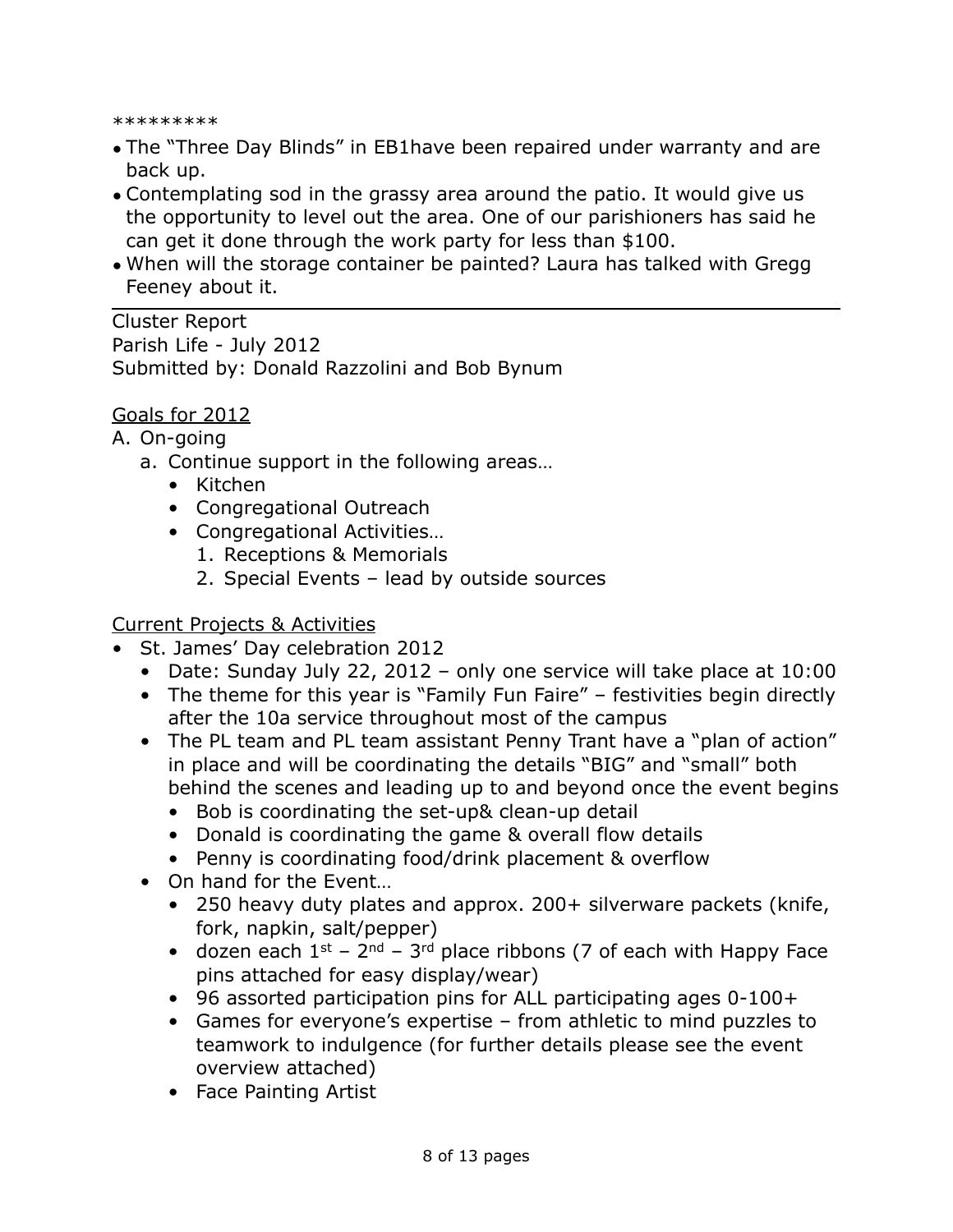*********

- The "Three Day Blinds" in EB1have been repaired under warranty and are back up.
- Contemplating sod in the grassy area around the patio. It would give us the opportunity to level out the area. One of our parishioners has said he can get it done through the work party for less than $100.
- When will the storage container be painted? Laura has talked with Gregg Feeney about it.

---

Cluster Report
Parish Life - July 2012
Submitted by: Donald Razzolini and Bob Bynum

<u>Goals for 2012</u>

A. On-going
   a. Continue support in the following areas…
      - Kitchen
      - Congregational Outreach
      - Congregational Activities…
         1. Receptions & Memorials
         2. Special Events – lead by outside sources

<u>Current Projects & Activities</u>

- St. James' Day celebration 2012
  - Date: Sunday July 22, 2012 – only one service will take place at 10:00
  - The theme for this year is "Family Fun Faire" – festivities begin directly after the 10a service throughout most of the campus
  - The PL team and PL team assistant Penny Trant have a "plan of action" in place and will be coordinating the details "BIG" and "small" both behind the scenes and leading up to and beyond once the event begins
    - Bob is coordinating the set-up& clean-up detail
    - Donald is coordinating the game & overall flow details
    - Penny is coordinating food/drink placement & overflow
  - On hand for the Event…
    - 250 heavy duty plates and approx. 200+ silverware packets (knife, fork, napkin, salt/pepper)
    - dozen each 1st – 2nd – 3rd place ribbons (7 of each with Happy Face pins attached for easy display/wear)
    - 96 assorted participation pins for ALL participating ages 0-100+
    - Games for everyone's expertise – from athletic to mind puzzles to teamwork to indulgence (for further details please see the event overview attached)
    - Face Painting Artist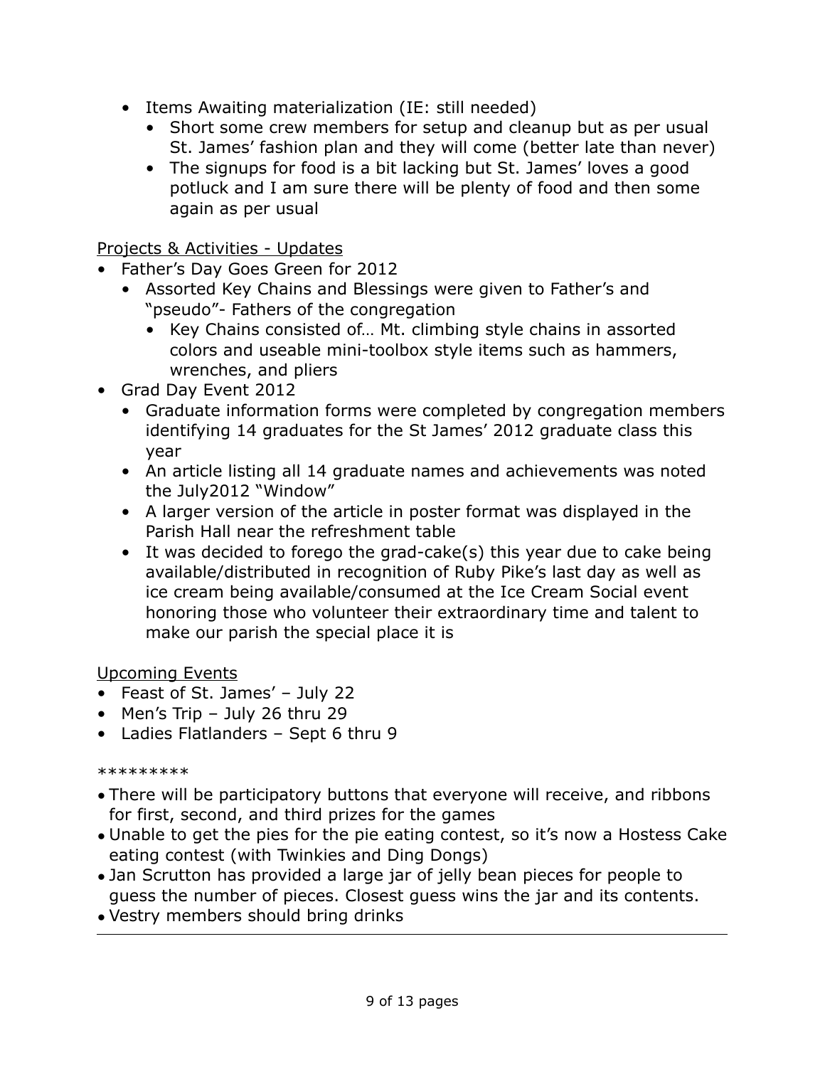- Items Awaiting materialization (IE: still needed)
  - Short some crew members for setup and cleanup but as per usual St. James' fashion plan and they will come (better late than never)
  - The signups for food is a bit lacking but St. James' loves a good potluck and I am sure there will be plenty of food and then some again as per usual

<u>Projects & Activities - Updates</u>

- Father's Day Goes Green for 2012
  - Assorted Key Chains and Blessings were given to Father's and "pseudo"- Fathers of the congregation
    - Key Chains consisted of… Mt. climbing style chains in assorted colors and useable mini-toolbox style items such as hammers, wrenches, and pliers
- Grad Day Event 2012
  - Graduate information forms were completed by congregation members identifying 14 graduates for the St James' 2012 graduate class this year
  - An article listing all 14 graduate names and achievements was noted the July2012 "Window"
  - A larger version of the article in poster format was displayed in the Parish Hall near the refreshment table
  - It was decided to forego the grad-cake(s) this year due to cake being available/distributed in recognition of Ruby Pike's last day as well as ice cream being available/consumed at the Ice Cream Social event honoring those who volunteer their extraordinary time and talent to make our parish the special place it is

<u>Upcoming Events</u>

- Feast of St. James' – July 22
- Men's Trip – July 26 thru 29
- Ladies Flatlanders – Sept 6 thru 9

*********

- There will be participatory buttons that everyone will receive, and ribbons for first, second, and third prizes for the games
- Unable to get the pies for the pie eating contest, so it's now a Hostess Cake eating contest (with Twinkies and Ding Dongs)
- Jan Scrutton has provided a large jar of jelly bean pieces for people to guess the number of pieces. Closest guess wins the jar and its contents.
- Vestry members should bring drinks

---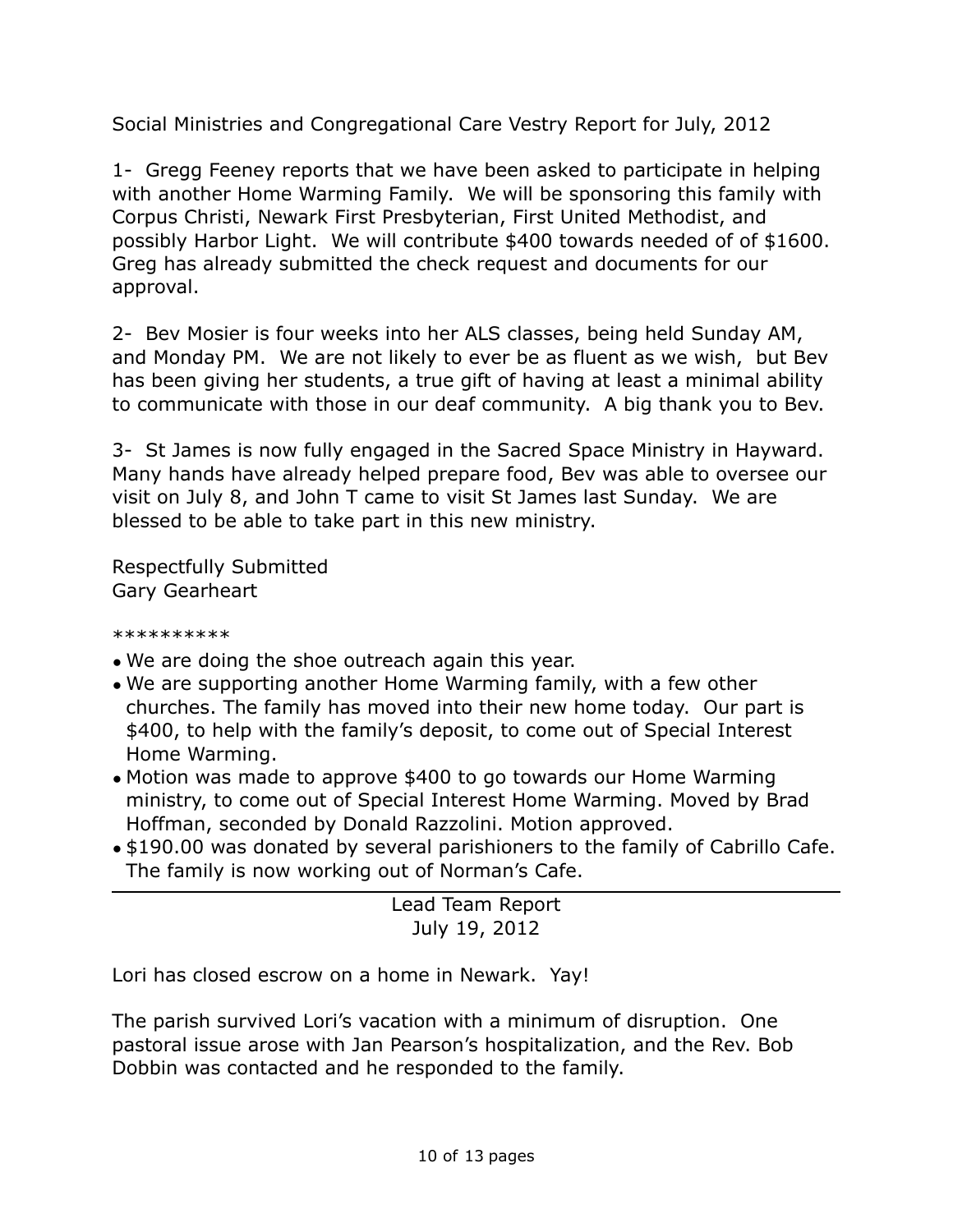Social Ministries and Congregational Care Vestry Report for July, 2012

1- Gregg Feeney reports that we have been asked to participate in helping with another Home Warming Family. We will be sponsoring this family with Corpus Christi, Newark First Presbyterian, First United Methodist, and possibly Harbor Light. We will contribute $400 towards needed of of $1600. Greg has already submitted the check request and documents for our approval.

2- Bev Mosier is four weeks into her ALS classes, being held Sunday AM, and Monday PM. We are not likely to ever be as fluent as we wish, but Bev has been giving her students, a true gift of having at least a minimal ability to communicate with those in our deaf community. A big thank you to Bev.

3- St James is now fully engaged in the Sacred Space Ministry in Hayward. Many hands have already helped prepare food, Bev was able to oversee our visit on July 8, and John T came to visit St James last Sunday. We are blessed to be able to take part in this new ministry.

Respectfully Submitted
Gary Gearheart

**********

- We are doing the shoe outreach again this year.
- We are supporting another Home Warming family, with a few other churches. The family has moved into their new home today. Our part is $400, to help with the family's deposit, to come out of Special Interest Home Warming.
- Motion was made to approve $400 to go towards our Home Warming ministry, to come out of Special Interest Home Warming. Moved by Brad Hoffman, seconded by Donald Razzolini. Motion approved.
- $190.00 was donated by several parishioners to the family of Cabrillo Cafe. The family is now working out of Norman's Cafe.

---

Lead Team Report
July 19, 2012

Lori has closed escrow on a home in Newark. Yay!

The parish survived Lori's vacation with a minimum of disruption. One pastoral issue arose with Jan Pearson's hospitalization, and the Rev. Bob Dobbin was contacted and he responded to the family.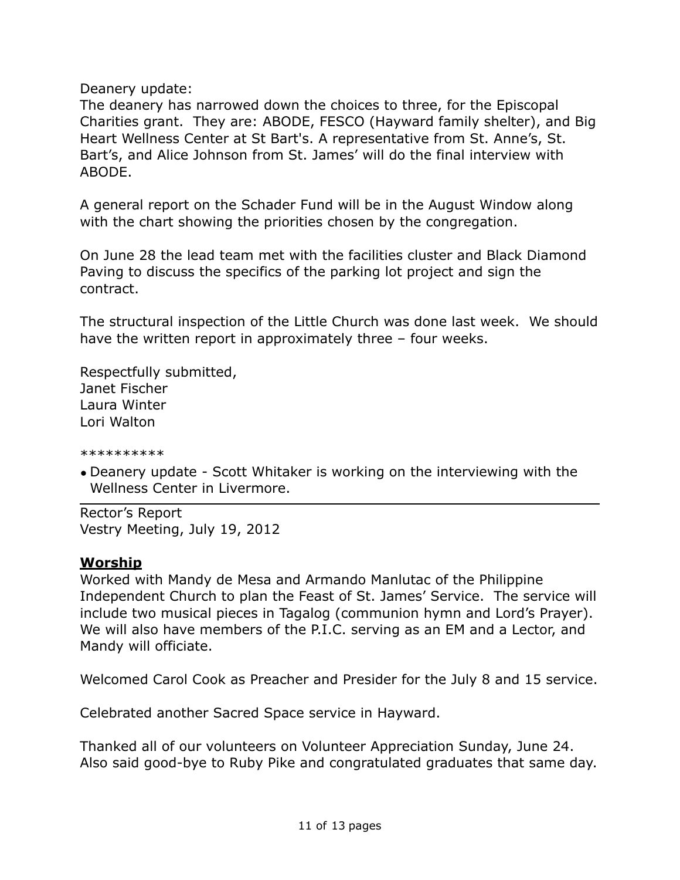Deanery update:
The deanery has narrowed down the choices to three, for the Episcopal Charities grant. They are: ABODE, FESCO (Hayward family shelter), and Big Heart Wellness Center at St Bart's. A representative from St. Anne's, St. Bart's, and Alice Johnson from St. James' will do the final interview with ABODE.

A general report on the Schader Fund will be in the August Window along with the chart showing the priorities chosen by the congregation.

On June 28 the lead team met with the facilities cluster and Black Diamond Paving to discuss the specifics of the parking lot project and sign the contract.

The structural inspection of the Little Church was done last week. We should have the written report in approximately three – four weeks.

Respectfully submitted,
Janet Fischer
Laura Winter
Lori Walton

**********

- Deanery update - Scott Whitaker is working on the interviewing with the Wellness Center in Livermore.

---

Rector's Report
Vestry Meeting, July 19, 2012

**<u>Worship</u>**

Worked with Mandy de Mesa and Armando Manlutac of the Philippine Independent Church to plan the Feast of St. James' Service. The service will include two musical pieces in Tagalog (communion hymn and Lord's Prayer). We will also have members of the P.I.C. serving as an EM and a Lector, and Mandy will officiate.

Welcomed Carol Cook as Preacher and Presider for the July 8 and 15 service.

Celebrated another Sacred Space service in Hayward.

Thanked all of our volunteers on Volunteer Appreciation Sunday, June 24. Also said good-bye to Ruby Pike and congratulated graduates that same day.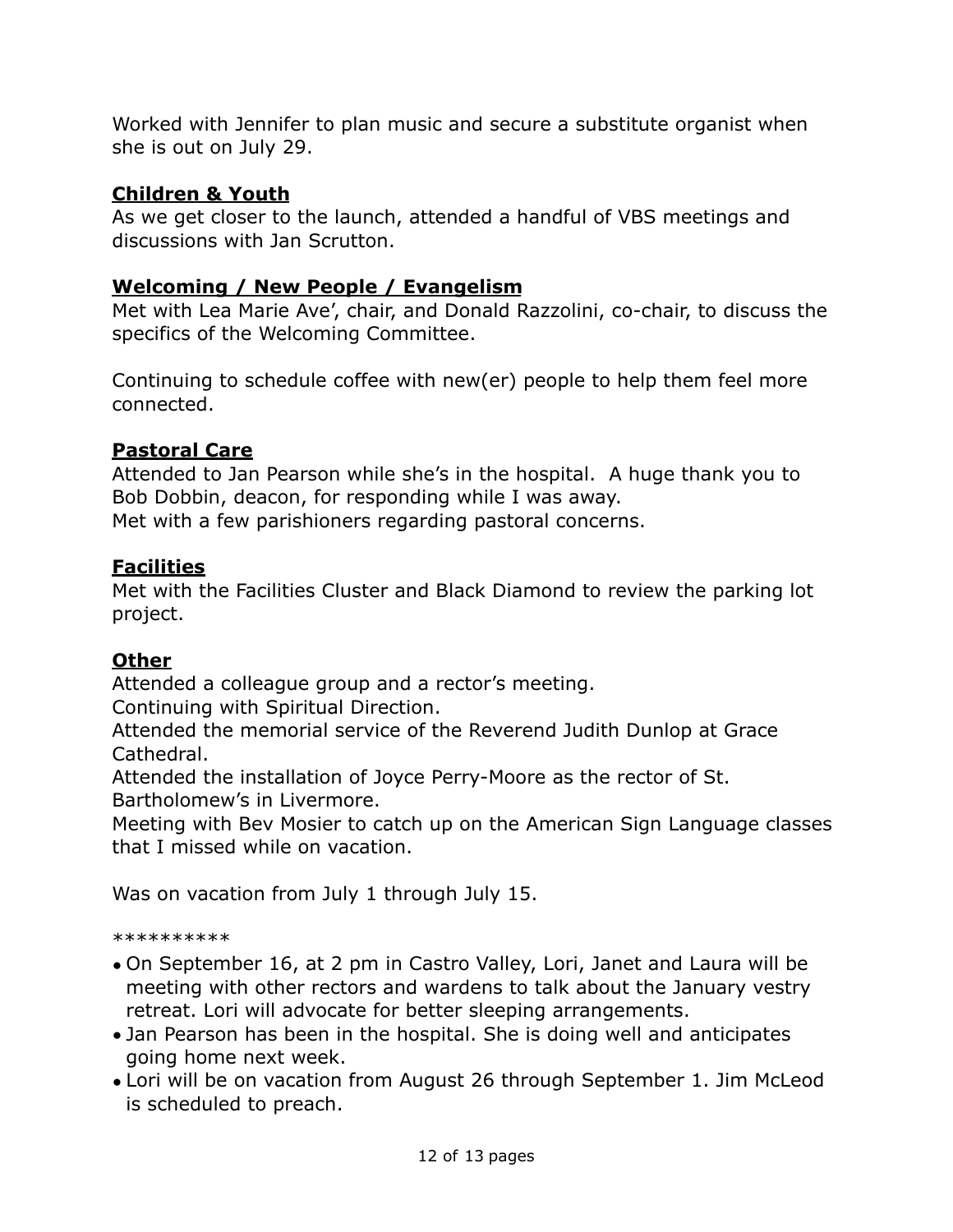Worked with Jennifer to plan music and secure a substitute organist when she is out on July 29.

## Children & Youth

As we get closer to the launch, attended a handful of VBS meetings and discussions with Jan Scrutton.

## Welcoming / New People / Evangelism

Met with Lea Marie Ave', chair, and Donald Razzolini, co-chair, to discuss the specifics of the Welcoming Committee.

Continuing to schedule coffee with new(er) people to help them feel more connected.

## Pastoral Care

Attended to Jan Pearson while she's in the hospital. A huge thank you to Bob Dobbin, deacon, for responding while I was away.
Met with a few parishioners regarding pastoral concerns.

## Facilities

Met with the Facilities Cluster and Black Diamond to review the parking lot project.

## Other

Attended a colleague group and a rector's meeting.
Continuing with Spiritual Direction.
Attended the memorial service of the Reverend Judith Dunlop at Grace Cathedral.
Attended the installation of Joyce Perry-Moore as the rector of St. Bartholomew's in Livermore.
Meeting with Bev Mosier to catch up on the American Sign Language classes that I missed while on vacation.

Was on vacation from July 1 through July 15.

**********

- On September 16, at 2 pm in Castro Valley, Lori, Janet and Laura will be meeting with other rectors and wardens to talk about the January vestry retreat. Lori will advocate for better sleeping arrangements.
- Jan Pearson has been in the hospital. She is doing well and anticipates going home next week.
- Lori will be on vacation from August 26 through September 1. Jim McLeod is scheduled to preach.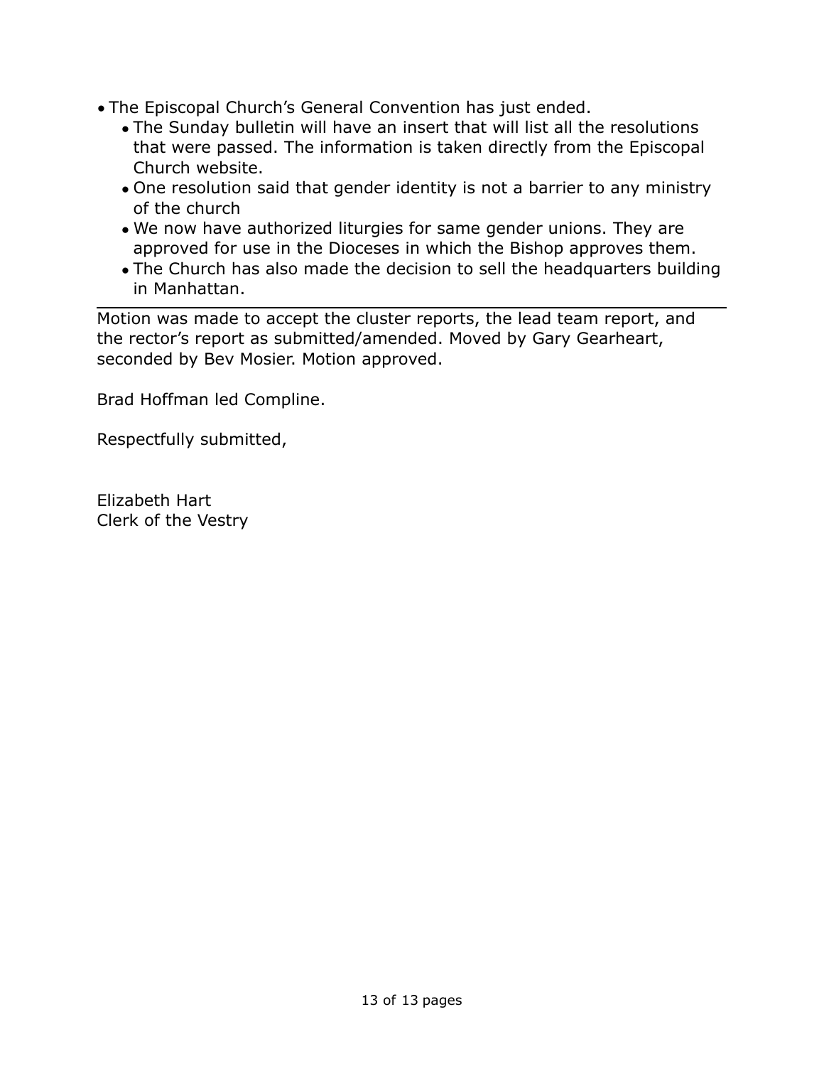- The Episcopal Church's General Convention has just ended.
  - The Sunday bulletin will have an insert that will list all the resolutions that were passed. The information is taken directly from the Episcopal Church website.
  - One resolution said that gender identity is not a barrier to any ministry of the church
  - We now have authorized liturgies for same gender unions. They are approved for use in the Dioceses in which the Bishop approves them.
  - The Church has also made the decision to sell the headquarters building in Manhattan.

---

Motion was made to accept the cluster reports, the lead team report, and the rector's report as submitted/amended. Moved by Gary Gearheart, seconded by Bev Mosier. Motion approved.

Brad Hoffman led Compline.

Respectfully submitted,

Elizabeth Hart
Clerk of the Vestry